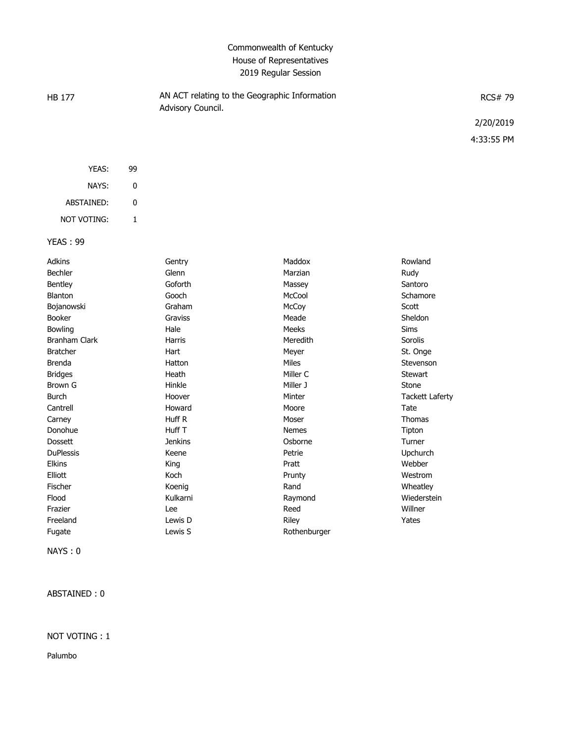Commonwealth of Kentucky
House of Representatives
2019 Regular Session

HB 177 | AN ACT relating to the Geographic Information Advisory Council. | RCS# 79

2/20/2019

4:33:55 PM

| | |
|---|---|
| YEAS: | 99 |
| NAYS: | 0 |
| ABSTAINED: | 0 |
| NOT VOTING: | 1 |

YEAS : 99

| | | | |
|---|---|---|---|
| Adkins | Gentry | Maddox | Rowland |
| Bechler | Glenn | Marzian | Rudy |
| Bentley | Goforth | Massey | Santoro |
| Blanton | Gooch | McCool | Schamore |
| Bojanowski | Graham | McCoy | Scott |
| Booker | Graviss | Meade | Sheldon |
| Bowling | Hale | Meeks | Sims |
| Branham Clark | Harris | Meredith | Sorolis |
| Bratcher | Hart | Meyer | St. Onge |
| Brenda | Hatton | Miles | Stevenson |
| Bridges | Heath | Miller C | Stewart |
| Brown G | Hinkle | Miller J | Stone |
| Burch | Hoover | Minter | Tackett Laferty |
| Cantrell | Howard | Moore | Tate |
| Carney | Huff R | Moser | Thomas |
| Donohue | Huff T | Nemes | Tipton |
| Dossett | Jenkins | Osborne | Turner |
| DuPlessis | Keene | Petrie | Upchurch |
| Elkins | King | Pratt | Webber |
| Elliott | Koch | Prunty | Westrom |
| Fischer | Koenig | Rand | Wheatley |
| Flood | Kulkarni | Raymond | Wiederstein |
| Frazier | Lee | Reed | Willner |
| Freeland | Lewis D | Riley | Yates |
| Fugate | Lewis S | Rothenburger | |

NAYS : 0

ABSTAINED : 0

NOT VOTING : 1

Palumbo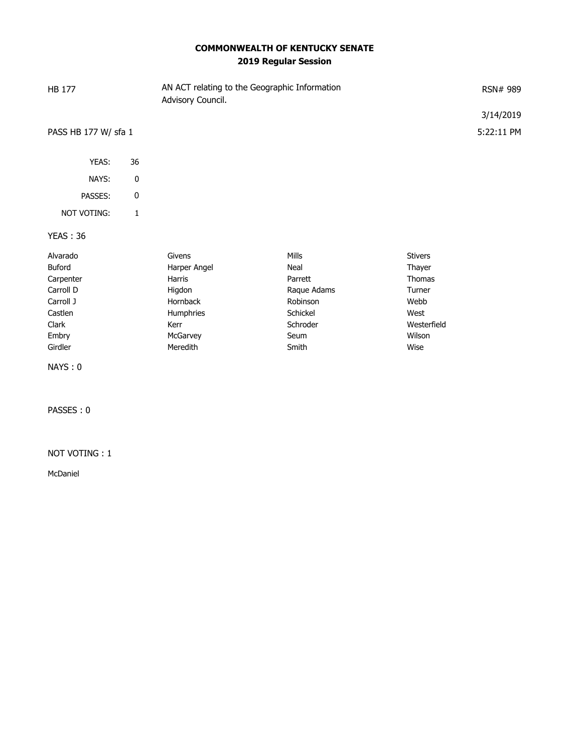**COMMONWEALTH OF KENTUCKY SENATE**
**2019 Regular Session**

| | | |
|---|---|---|
| HB 177 | AN ACT relating to the Geographic Information Advisory Council. | RSN# 989 |
| | | 3/14/2019 |
| PASS HB 177 W/ sfa 1 | | 5:22:11 PM |

| | |
|---|---|
| YEAS: | 36 |
| NAYS: | 0 |
| PASSES: | 0 |
| NOT VOTING: | 1 |

YEAS : 36

| | | | |
|---|---|---|---|
| Alvarado | Givens | Mills | Stivers |
| Buford | Harper Angel | Neal | Thayer |
| Carpenter | Harris | Parrett | Thomas |
| Carroll D | Higdon | Raque Adams | Turner |
| Carroll J | Hornback | Robinson | Webb |
| Castlen | Humphries | Schickel | West |
| Clark | Kerr | Schroder | Westerfield |
| Embry | McGarvey | Seum | Wilson |
| Girdler | Meredith | Smith | Wise |

NAYS : 0

PASSES : 0

NOT VOTING : 1

McDaniel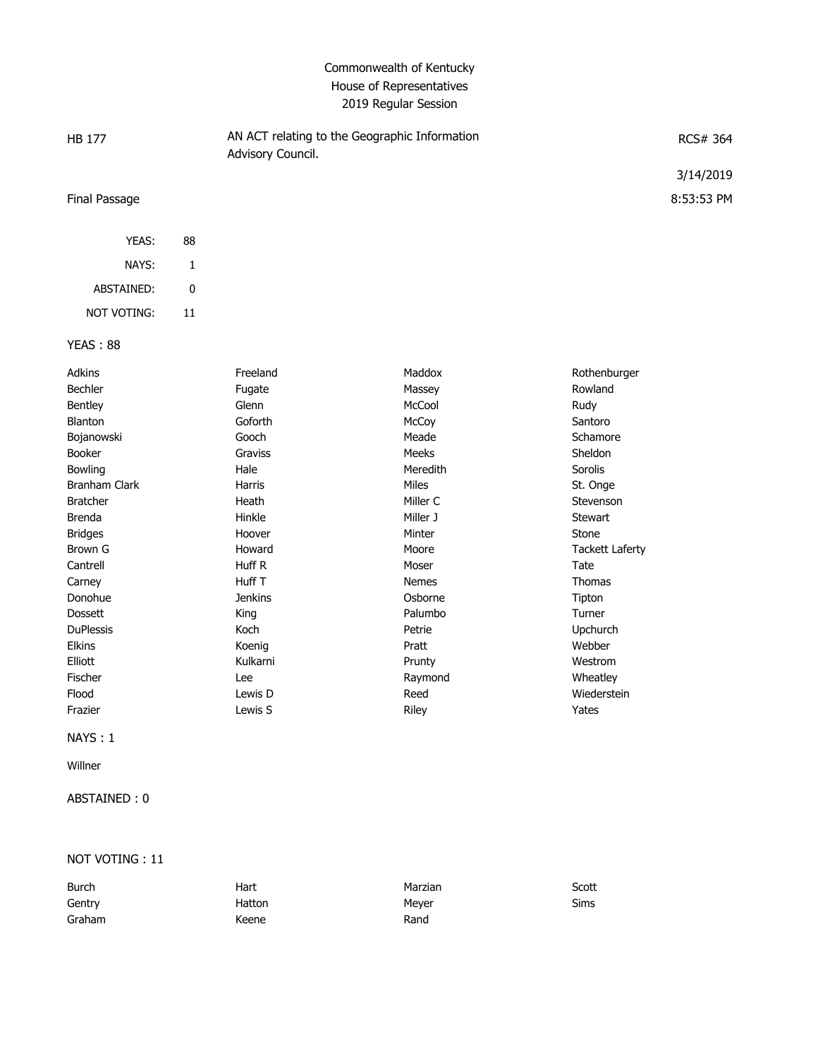Commonwealth of Kentucky
House of Representatives
2019 Regular Session

| | | |
|---|---|---|
| HB 177 | AN ACT relating to the Geographic Information Advisory Council. | RCS# 364 |
| | | 3/14/2019 |
| Final Passage | | 8:53:53 PM |

| | |
|---|---|
| YEAS: | 88 |
| NAYS: | 1 |
| ABSTAINED: | 0 |
| NOT VOTING: | 11 |

YEAS : 88

| | | | |
|---|---|---|---|
| Adkins | Freeland | Maddox | Rothenburger |
| Bechler | Fugate | Massey | Rowland |
| Bentley | Glenn | McCool | Rudy |
| Blanton | Goforth | McCoy | Santoro |
| Bojanowski | Gooch | Meade | Schamore |
| Booker | Graviss | Meeks | Sheldon |
| Bowling | Hale | Meredith | Sorolis |
| Branham Clark | Harris | Miles | St. Onge |
| Bratcher | Heath | Miller C | Stevenson |
| Brenda | Hinkle | Miller J | Stewart |
| Bridges | Hoover | Minter | Stone |
| Brown G | Howard | Moore | Tackett Laferty |
| Cantrell | Huff R | Moser | Tate |
| Carney | Huff T | Nemes | Thomas |
| Donohue | Jenkins | Osborne | Tipton |
| Dossett | King | Palumbo | Turner |
| DuPlessis | Koch | Petrie | Upchurch |
| Elkins | Koenig | Pratt | Webber |
| Elliott | Kulkarni | Prunty | Westrom |
| Fischer | Lee | Raymond | Wheatley |
| Flood | Lewis D | Reed | Wiederstein |
| Frazier | Lewis S | Riley | Yates |

NAYS : 1

Willner

ABSTAINED : 0

NOT VOTING : 11

| | | | |
|---|---|---|---|
| Burch | Hart | Marzian | Scott |
| Gentry | Hatton | Meyer | Sims |
| Graham | Keene | Rand | |